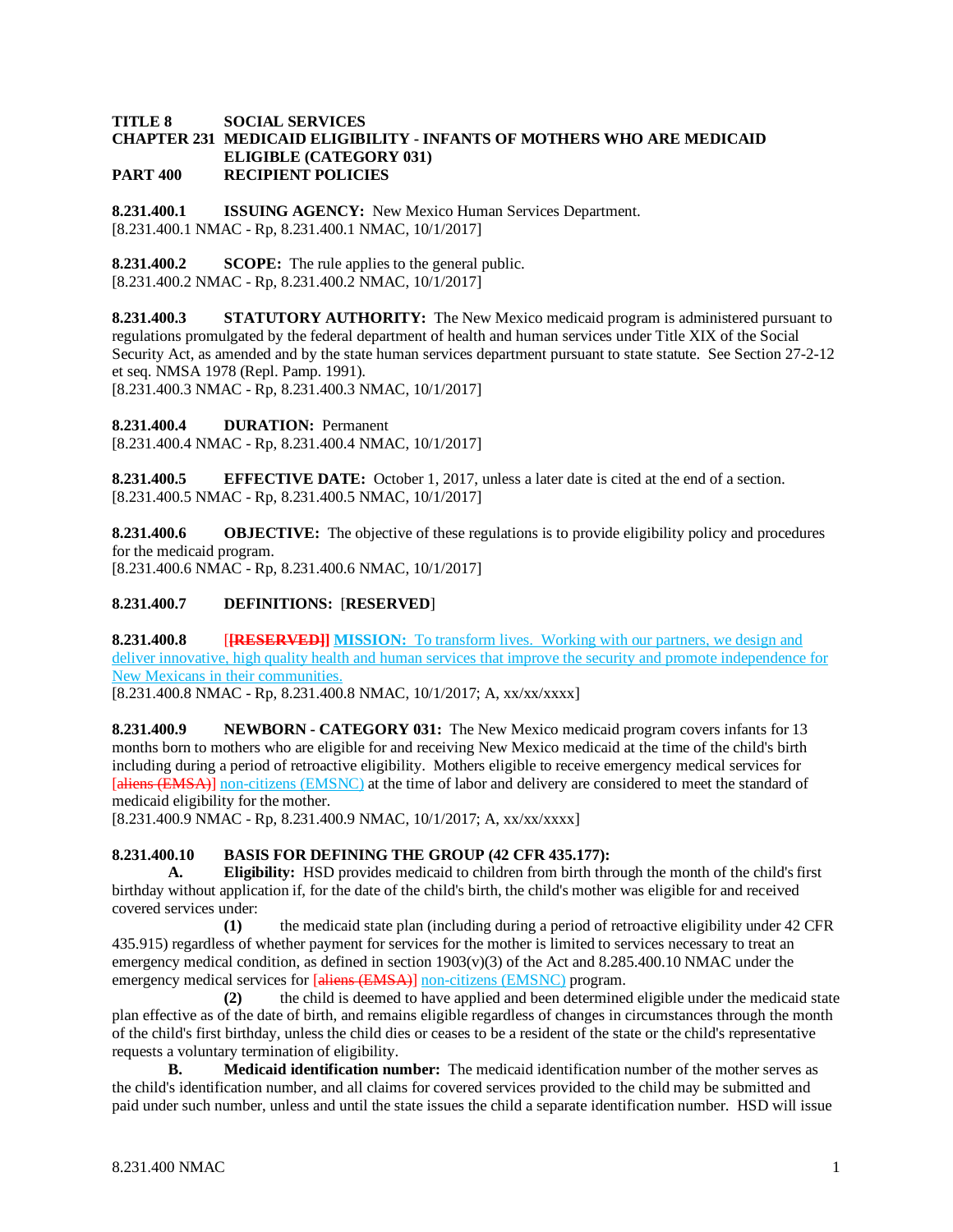**TITLE 8 SOCIAL SERVICES**
**CHAPTER 231 MEDICAID ELIGIBILITY - INFANTS OF MOTHERS WHO ARE MEDICAID ELIGIBLE (CATEGORY 031)**
**PART 400 RECIPIENT POLICIES**

**8.231.400.1 ISSUING AGENCY:** New Mexico Human Services Department.
[8.231.400.1 NMAC - Rp, 8.231.400.1 NMAC, 10/1/2017]

**8.231.400.2 SCOPE:** The rule applies to the general public.
[8.231.400.2 NMAC - Rp, 8.231.400.2 NMAC, 10/1/2017]

**8.231.400.3 STATUTORY AUTHORITY:** The New Mexico medicaid program is administered pursuant to regulations promulgated by the federal department of health and human services under Title XIX of the Social Security Act, as amended and by the state human services department pursuant to state statute. See Section 27-2-12 et seq. NMSA 1978 (Repl. Pamp. 1991).
[8.231.400.3 NMAC - Rp, 8.231.400.3 NMAC, 10/1/2017]

**8.231.400.4 DURATION:** Permanent
[8.231.400.4 NMAC - Rp, 8.231.400.4 NMAC, 10/1/2017]

**8.231.400.5 EFFECTIVE DATE:** October 1, 2017, unless a later date is cited at the end of a section.
[8.231.400.5 NMAC - Rp, 8.231.400.5 NMAC, 10/1/2017]

**8.231.400.6 OBJECTIVE:** The objective of these regulations is to provide eligibility policy and procedures for the medicaid program.
[8.231.400.6 NMAC - Rp, 8.231.400.6 NMAC, 10/1/2017]

**8.231.400.7 DEFINITIONS:** [**RESERVED**]

**8.231.400.8** [~~**[RESERVED]**~~] **MISSION:** To transform lives. Working with our partners, we design and deliver innovative, high quality health and human services that improve the security and promote independence for New Mexicans in their communities.
[8.231.400.8 NMAC - Rp, 8.231.400.8 NMAC, 10/1/2017; A, xx/xx/xxxx]

**8.231.400.9 NEWBORN - CATEGORY 031:** The New Mexico medicaid program covers infants for 13 months born to mothers who are eligible for and receiving New Mexico medicaid at the time of the child's birth including during a period of retroactive eligibility. Mothers eligible to receive emergency medical services for [~~aliens (EMSA)~~] non-citizens (EMSNC) at the time of labor and delivery are considered to meet the standard of medicaid eligibility for the mother.
[8.231.400.9 NMAC - Rp, 8.231.400.9 NMAC, 10/1/2017; A, xx/xx/xxxx]

**8.231.400.10 BASIS FOR DEFINING THE GROUP (42 CFR 435.177):**

**A. Eligibility:** HSD provides medicaid to children from birth through the month of the child's first birthday without application if, for the date of the child's birth, the child's mother was eligible for and received covered services under:

**(1)** the medicaid state plan (including during a period of retroactive eligibility under 42 CFR 435.915) regardless of whether payment for services for the mother is limited to services necessary to treat an emergency medical condition, as defined in section 1903(v)(3) of the Act and 8.285.400.10 NMAC under the emergency medical services for [~~aliens (EMSA)~~] non-citizens (EMSNC) program.

**(2)** the child is deemed to have applied and been determined eligible under the medicaid state plan effective as of the date of birth, and remains eligible regardless of changes in circumstances through the month of the child's first birthday, unless the child dies or ceases to be a resident of the state or the child's representative requests a voluntary termination of eligibility.

**B. Medicaid identification number:** The medicaid identification number of the mother serves as the child's identification number, and all claims for covered services provided to the child may be submitted and paid under such number, unless and until the state issues the child a separate identification number. HSD will issue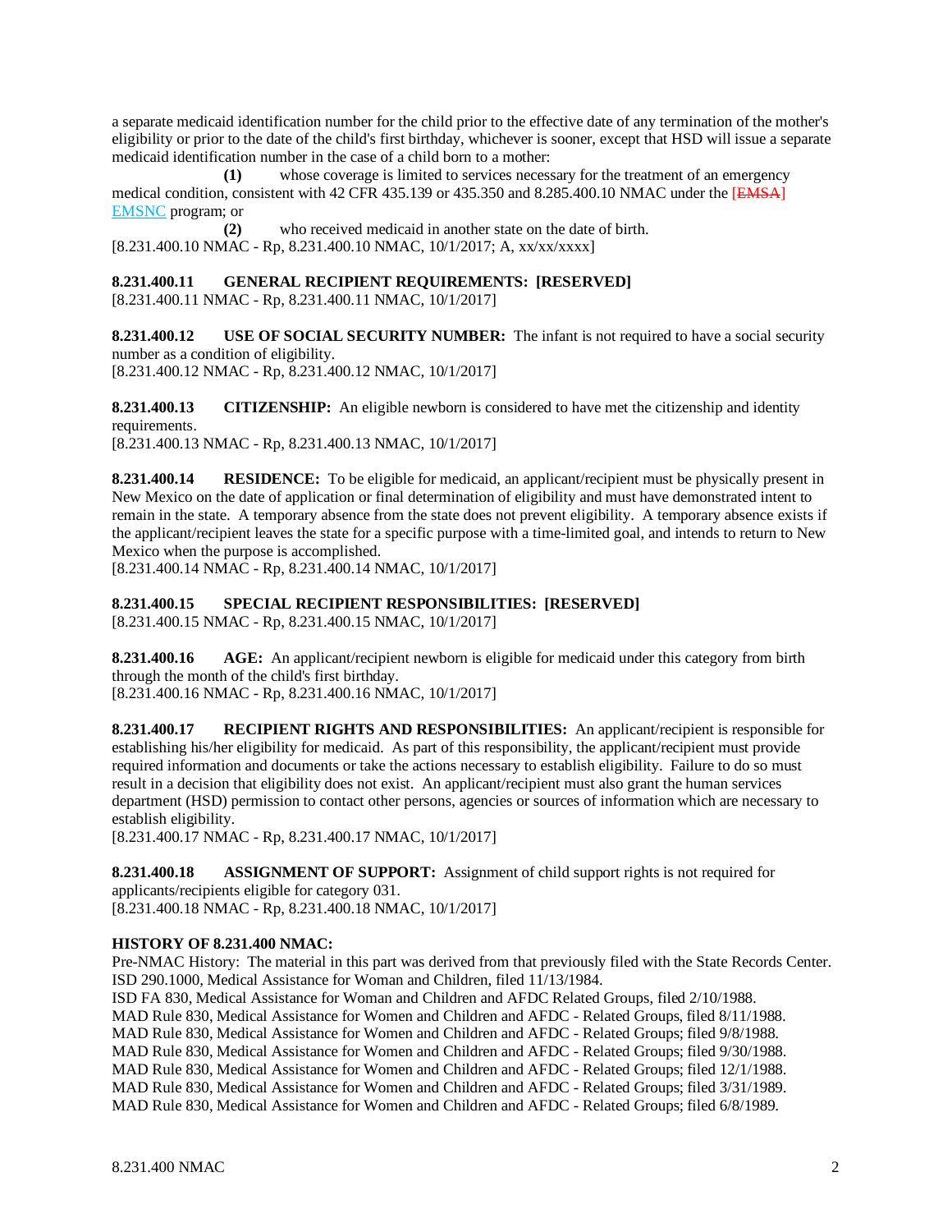a separate medicaid identification number for the child prior to the effective date of any termination of the mother's eligibility or prior to the date of the child's first birthday, whichever is sooner, except that HSD will issue a separate medicaid identification number in the case of a child born to a mother:

**(1)** whose coverage is limited to services necessary for the treatment of an emergency medical condition, consistent with 42 CFR 435.139 or 435.350 and 8.285.400.10 NMAC under the [~~EMSA~~] EMSNC program; or

**(2)** who received medicaid in another state on the date of birth.

[8.231.400.10 NMAC - Rp, 8.231.400.10 NMAC, 10/1/2017; A, xx/xx/xxxx]

**8.231.400.11 GENERAL RECIPIENT REQUIREMENTS: [RESERVED]**
[8.231.400.11 NMAC - Rp, 8.231.400.11 NMAC, 10/1/2017]

**8.231.400.12 USE OF SOCIAL SECURITY NUMBER:** The infant is not required to have a social security number as a condition of eligibility.
[8.231.400.12 NMAC - Rp, 8.231.400.12 NMAC, 10/1/2017]

**8.231.400.13 CITIZENSHIP:** An eligible newborn is considered to have met the citizenship and identity requirements.
[8.231.400.13 NMAC - Rp, 8.231.400.13 NMAC, 10/1/2017]

**8.231.400.14 RESIDENCE:** To be eligible for medicaid, an applicant/recipient must be physically present in New Mexico on the date of application or final determination of eligibility and must have demonstrated intent to remain in the state. A temporary absence from the state does not prevent eligibility. A temporary absence exists if the applicant/recipient leaves the state for a specific purpose with a time-limited goal, and intends to return to New Mexico when the purpose is accomplished.
[8.231.400.14 NMAC - Rp, 8.231.400.14 NMAC, 10/1/2017]

**8.231.400.15 SPECIAL RECIPIENT RESPONSIBILITIES: [RESERVED]**
[8.231.400.15 NMAC - Rp, 8.231.400.15 NMAC, 10/1/2017]

**8.231.400.16 AGE:** An applicant/recipient newborn is eligible for medicaid under this category from birth through the month of the child's first birthday.
[8.231.400.16 NMAC - Rp, 8.231.400.16 NMAC, 10/1/2017]

**8.231.400.17 RECIPIENT RIGHTS AND RESPONSIBILITIES:** An applicant/recipient is responsible for establishing his/her eligibility for medicaid. As part of this responsibility, the applicant/recipient must provide required information and documents or take the actions necessary to establish eligibility. Failure to do so must result in a decision that eligibility does not exist. An applicant/recipient must also grant the human services department (HSD) permission to contact other persons, agencies or sources of information which are necessary to establish eligibility.
[8.231.400.17 NMAC - Rp, 8.231.400.17 NMAC, 10/1/2017]

**8.231.400.18 ASSIGNMENT OF SUPPORT:** Assignment of child support rights is not required for applicants/recipients eligible for category 031.
[8.231.400.18 NMAC - Rp, 8.231.400.18 NMAC, 10/1/2017]

**HISTORY OF 8.231.400 NMAC:**
Pre-NMAC History: The material in this part was derived from that previously filed with the State Records Center.
ISD 290.1000, Medical Assistance for Woman and Children, filed 11/13/1984.
ISD FA 830, Medical Assistance for Woman and Children and AFDC Related Groups, filed 2/10/1988.
MAD Rule 830, Medical Assistance for Women and Children and AFDC - Related Groups, filed 8/11/1988.
MAD Rule 830, Medical Assistance for Women and Children and AFDC - Related Groups; filed 9/8/1988.
MAD Rule 830, Medical Assistance for Women and Children and AFDC - Related Groups; filed 9/30/1988.
MAD Rule 830, Medical Assistance for Women and Children and AFDC - Related Groups; filed 12/1/1988.
MAD Rule 830, Medical Assistance for Women and Children and AFDC - Related Groups; filed 3/31/1989.
MAD Rule 830, Medical Assistance for Women and Children and AFDC - Related Groups; filed 6/8/1989.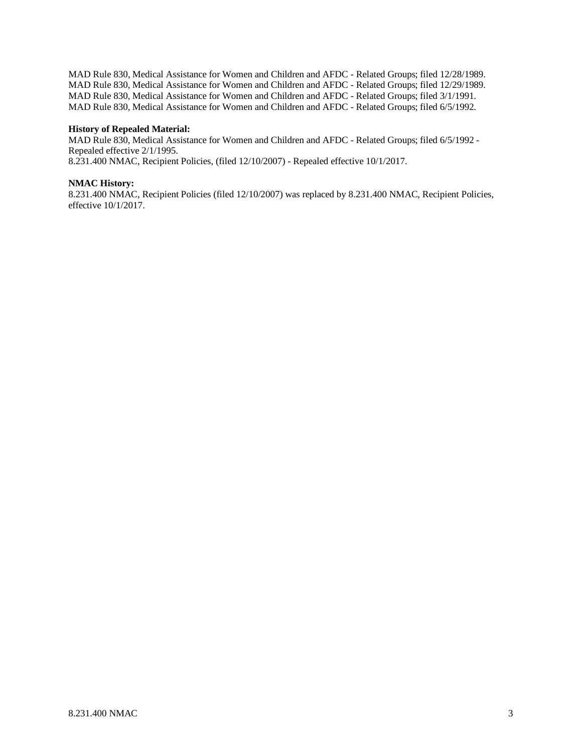MAD Rule 830, Medical Assistance for Women and Children and AFDC - Related Groups; filed 12/28/1989.
MAD Rule 830, Medical Assistance for Women and Children and AFDC - Related Groups; filed 12/29/1989.
MAD Rule 830, Medical Assistance for Women and Children and AFDC - Related Groups; filed 3/1/1991.
MAD Rule 830, Medical Assistance for Women and Children and AFDC - Related Groups; filed 6/5/1992.

**History of Repealed Material:**
MAD Rule 830, Medical Assistance for Women and Children and AFDC - Related Groups; filed 6/5/1992 - Repealed effective 2/1/1995.
8.231.400 NMAC, Recipient Policies, (filed 12/10/2007) - Repealed effective 10/1/2017.

**NMAC History:**
8.231.400 NMAC, Recipient Policies (filed 12/10/2007) was replaced by 8.231.400 NMAC, Recipient Policies, effective 10/1/2017.